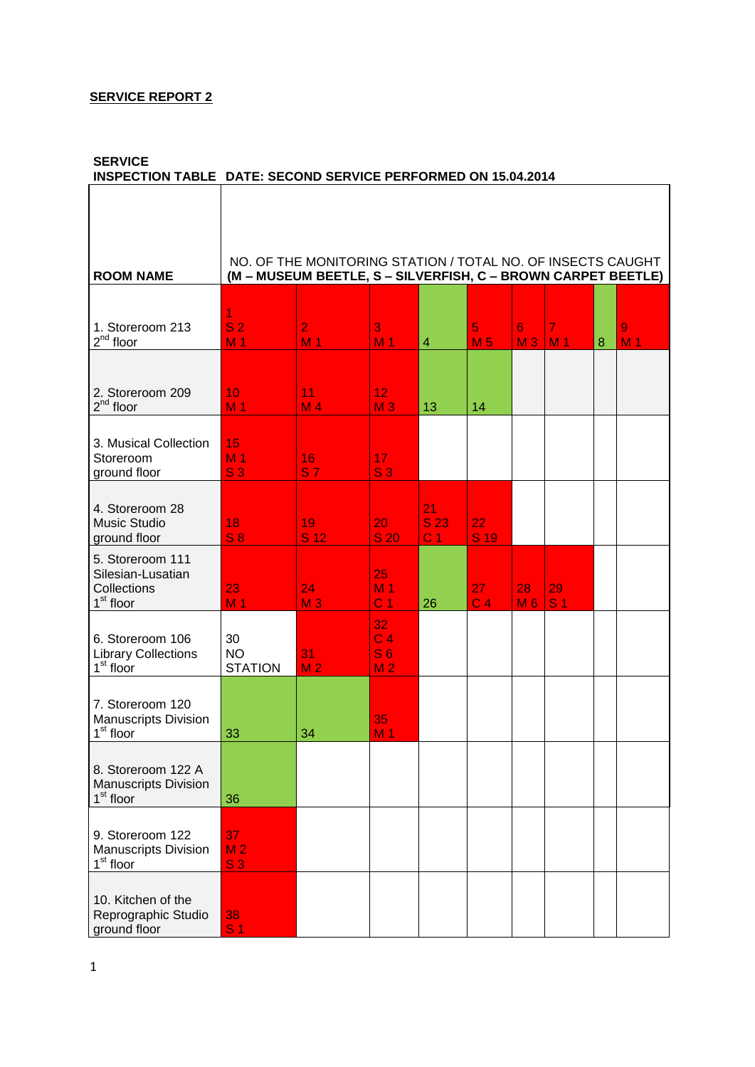**SERVICE REPORT 2**

**SERVICE INSPECTION TABLE DATE: SECOND SERVICE PERFORMED ON 15.04.2014**

| ROOM NAME | NO. OF THE MONITORING STATION / TOTAL NO. OF INSECTS CAUGHT (M – MUSEUM BEETLE, S – SILVERFISH, C – BROWN CARPET BEETLE) | | | | | | | | |
|---|---|---|---|---|---|---|---|---|---|
| 1. Storeroom 213 2nd floor | 1 S 2 M 1 | 2 M 1 | 3 M 1 | 4 | 5 M 5 | 6 M 3 | 7 M 1 | 8 | 9 M 1 |
| 2. Storeroom 209 2nd floor | 10 M 1 | 11 M 4 | 12 M 3 | 13 | 14 | | | | |
| 3. Musical Collection Storeroom ground floor | 15 M 1 S 3 | 16 S 7 | 17 S 3 | | | | | | |
| 4. Storeroom 28 Music Studio ground floor | 18 S 8 | 19 S 12 | 20 S 20 | 21 S 23 C 1 | 22 S 19 | | | | |
| 5. Storeroom 111 Silesian-Lusatian Collections 1st floor | 23 M 1 | 24 M 3 | 25 M 1 C 1 | 26 | 27 C 4 | 28 M 6 | 29 S 1 | | |
| 6. Storeroom 106 Library Collections 1st floor | 30 NO STATION | 31 M 2 | 32 C 4 S 6 M 2 | | | | | | |
| 7. Storeroom 120 Manuscripts Division 1st floor | 33 | 34 | 35 M 1 | | | | | | |
| 8. Storeroom 122 A Manuscripts Division 1st floor | 36 | | | | | | | | |
| 9. Storeroom 122 Manuscripts Division 1st floor | 37 M 2 S 3 | | | | | | | | |
| 10. Kitchen of the Reprographic Studio ground floor | 38 S 1 | | | | | | | | |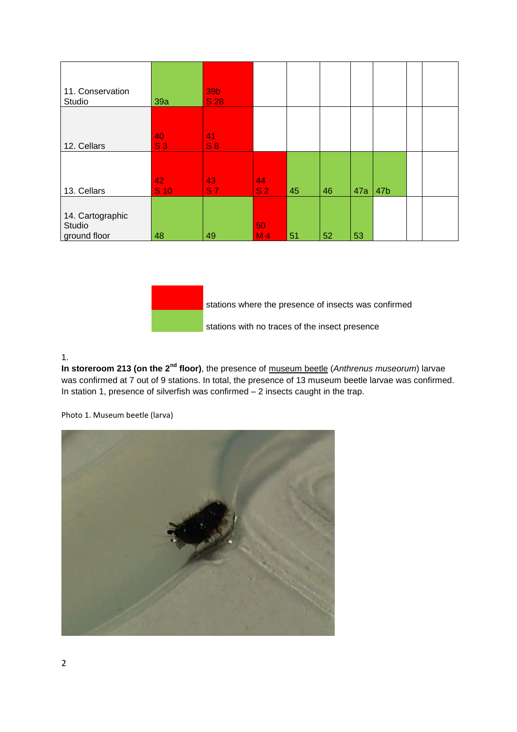| | | | | | | | | | |
|---|---|---|---|---|---|---|---|---|---|
| 11. Conservation Studio | 39a | 39b S 28 | | | | | | | |
| 12. Cellars | 40 S 3 | 41 S 8 | | | | | | | |
| 13. Cellars | 42 S 10 | 43 S 7 | 44 S 2 | 45 | 46 | 47a | 47b | | |
| 14. Cartographic Studio ground floor | 48 | 49 | 50 M 4 | 51 | 52 | 53 | | | |

| | |
|---|---|
| (red) | stations where the presence of insects was confirmed |
| (green) | stations with no traces of the insect presence |

1.

**In storeroom 213 (on the 2nd floor)**, the presence of museum beetle (*Anthrenus museorum*) larvae was confirmed at 7 out of 9 stations. In total, the presence of 13 museum beetle larvae was confirmed. In station 1, presence of silverfish was confirmed – 2 insects caught in the trap.

Photo 1. Museum beetle (larva)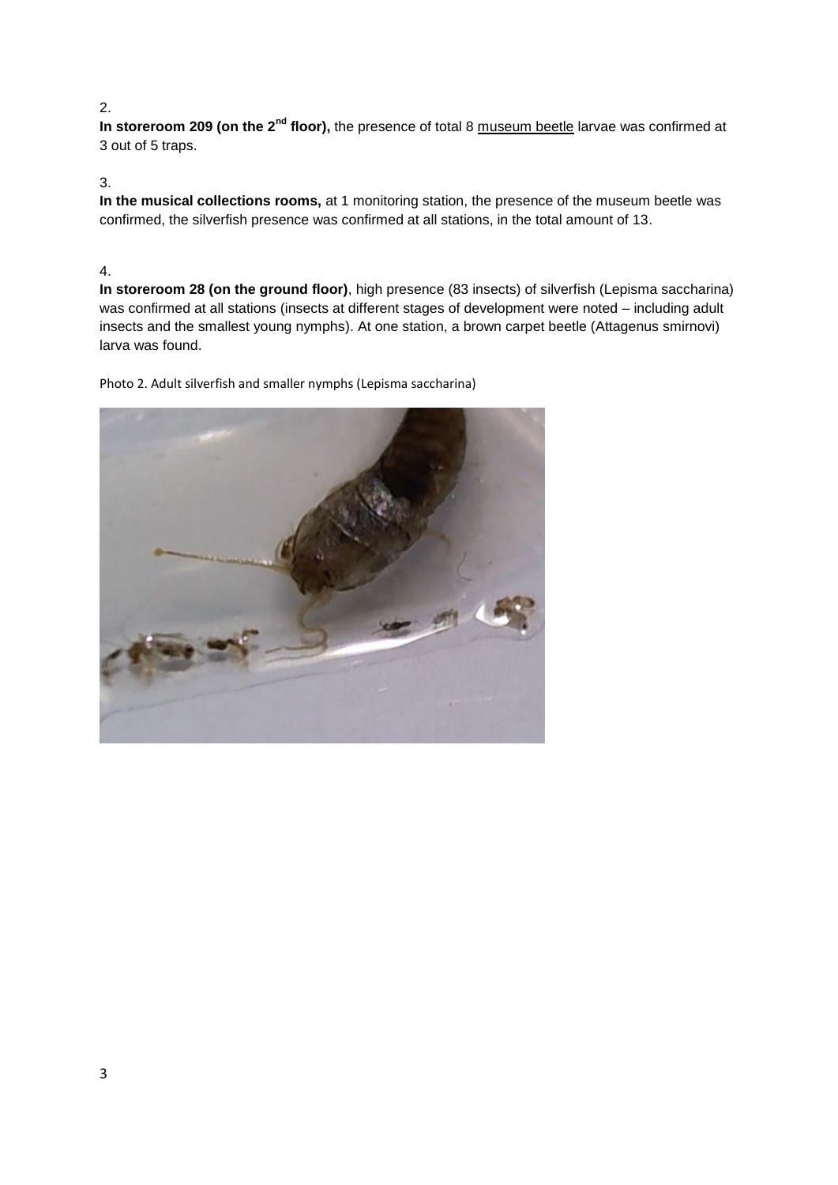2.

**In storeroom 209 (on the 2nd floor),** the presence of total 8 museum beetle larvae was confirmed at 3 out of 5 traps.

3.

**In the musical collections rooms,** at 1 monitoring station, the presence of the museum beetle was confirmed, the silverfish presence was confirmed at all stations, in the total amount of 13.

4.

**In storeroom 28 (on the ground floor)**, high presence (83 insects) of silverfish (Lepisma saccharina) was confirmed at all stations (insects at different stages of development were noted – including adult insects and the smallest young nymphs). At one station, a brown carpet beetle (Attagenus smirnovi) larva was found.

Photo 2. Adult silverfish and smaller nymphs (Lepisma saccharina)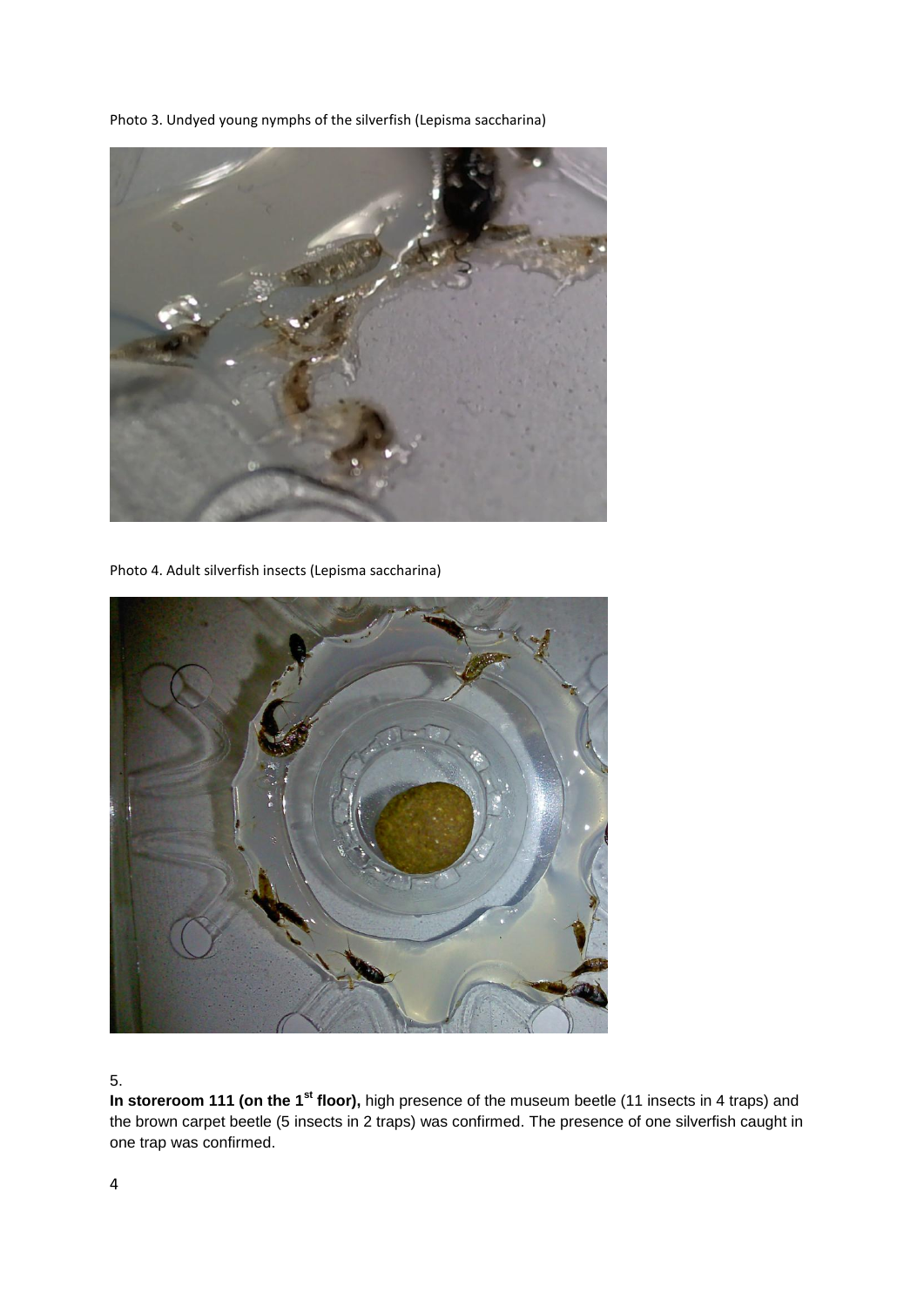Photo 3. Undyed young nymphs of the silverfish (Lepisma saccharina)

Photo 4. Adult silverfish insects (Lepisma saccharina)

5.

**In storeroom 111 (on the 1st floor),** high presence of the museum beetle (11 insects in 4 traps) and the brown carpet beetle (5 insects in 2 traps) was confirmed. The presence of one silverfish caught in one trap was confirmed.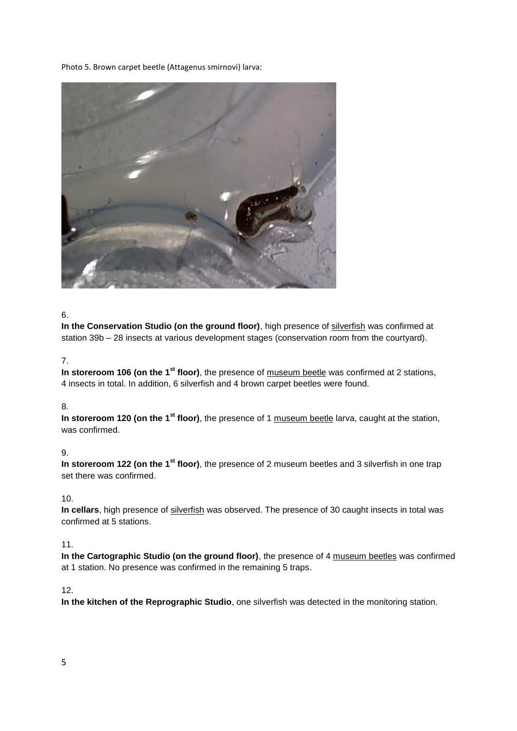Photo 5. Brown carpet beetle (Attagenus smirnovi) larva:

6.
**In the Conservation Studio (on the ground floor)**, high presence of <u>silverfish</u> was confirmed at station 39b – 28 insects at various development stages (conservation room from the courtyard).

7.
**In storeroom 106 (on the 1st floor)**, the presence of <u>museum beetle</u> was confirmed at 2 stations, 4 insects in total. In addition, 6 silverfish and 4 brown carpet beetles were found.

8.
**In storeroom 120 (on the 1st floor)**, the presence of 1 <u>museum beetle</u> larva, caught at the station, was confirmed.

9.
**In storeroom 122 (on the 1st floor)**, the presence of 2 museum beetles and 3 silverfish in one trap set there was confirmed.

10.
**In cellars**, high presence of <u>silverfish</u> was observed. The presence of 30 caught insects in total was confirmed at 5 stations.

11.
**In the Cartographic Studio (on the ground floor)**, the presence of 4 <u>museum beetles</u> was confirmed at 1 station. No presence was confirmed in the remaining 5 traps.

12.
**In the kitchen of the Reprographic Studio**, one silverfish was detected in the monitoring station.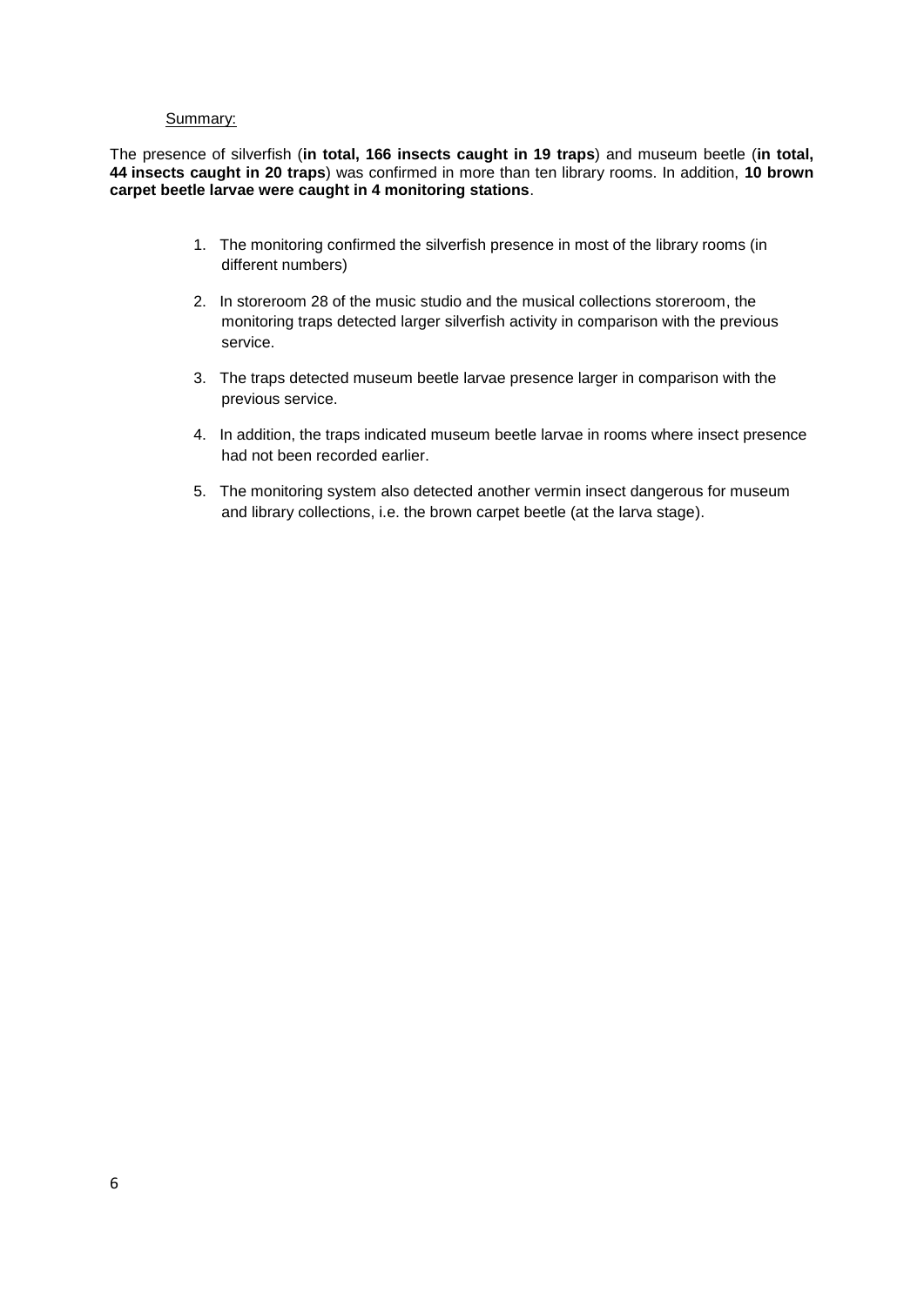Summary:

The presence of silverfish (**in total, 166 insects caught in 19 traps**) and museum beetle (**in total, 44 insects caught in 20 traps**) was confirmed in more than ten library rooms. In addition, **10 brown carpet beetle larvae were caught in 4 monitoring stations**.

1. The monitoring confirmed the silverfish presence in most of the library rooms (in different numbers)
2. In storeroom 28 of the music studio and the musical collections storeroom, the monitoring traps detected larger silverfish activity in comparison with the previous service.
3. The traps detected museum beetle larvae presence larger in comparison with the previous service.
4. In addition, the traps indicated museum beetle larvae in rooms where insect presence had not been recorded earlier.
5. The monitoring system also detected another vermin insect dangerous for museum and library collections, i.e. the brown carpet beetle (at the larva stage).